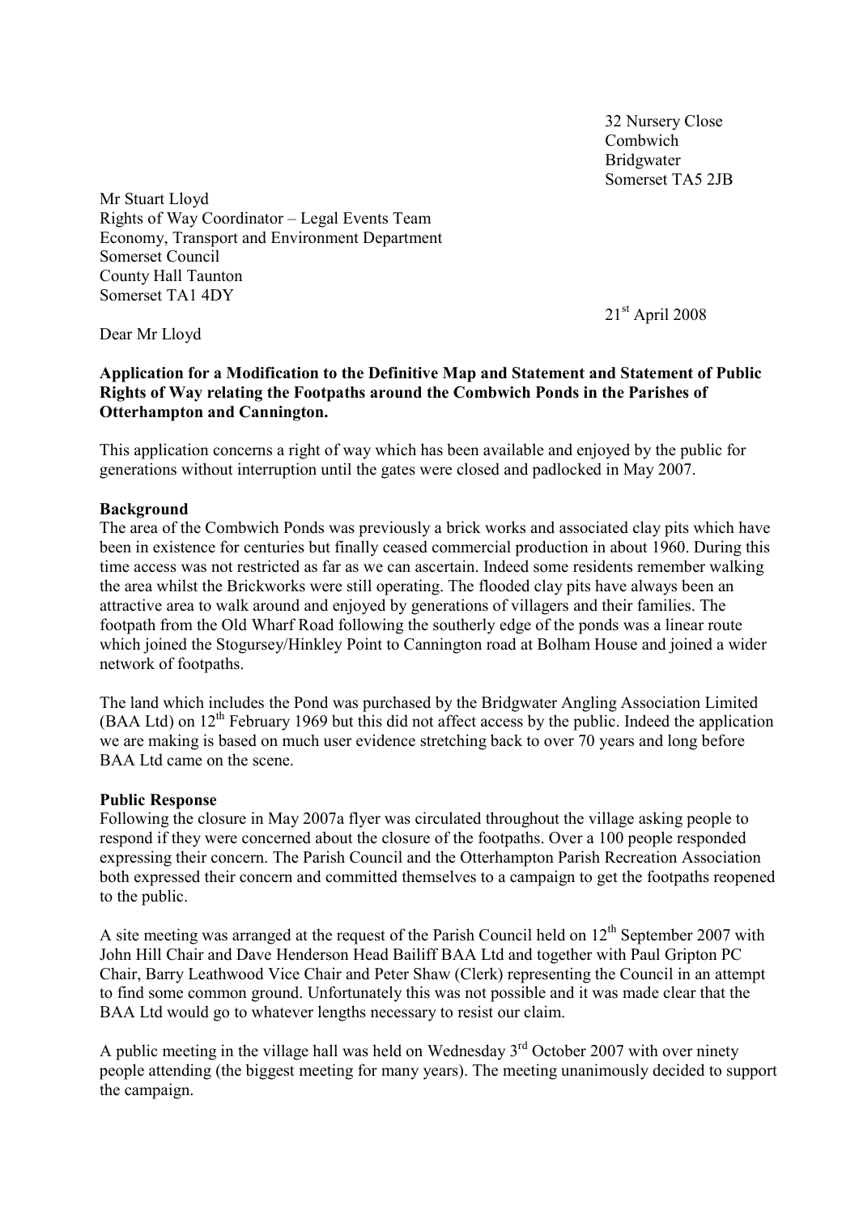32 Nursery Close
Combwich
Bridgwater
Somerset TA5 2JB

Mr Stuart Lloyd
Rights of Way Coordinator – Legal Events Team
Economy, Transport and Environment Department
Somerset Council
County Hall Taunton
Somerset TA1 4DY

21st April 2008

Dear Mr Lloyd

**Application for a Modification to the Definitive Map and Statement and Statement of Public Rights of Way relating the Footpaths around the Combwich Ponds in the Parishes of Otterhampton and Cannington.**

This application concerns a right of way which has been available and enjoyed by the public for generations without interruption until the gates were closed and padlocked in May 2007.

**Background**

The area of the Combwich Ponds was previously a brick works and associated clay pits which have been in existence for centuries but finally ceased commercial production in about 1960. During this time access was not restricted as far as we can ascertain. Indeed some residents remember walking the area whilst the Brickworks were still operating. The flooded clay pits have always been an attractive area to walk around and enjoyed by generations of villagers and their families. The footpath from the Old Wharf Road following the southerly edge of the ponds was a linear route which joined the Stogursey/Hinkley Point to Cannington road at Bolham House and joined a wider network of footpaths.

The land which includes the Pond was purchased by the Bridgwater Angling Association Limited (BAA Ltd) on 12th February 1969 but this did not affect access by the public. Indeed the application we are making is based on much user evidence stretching back to over 70 years and long before BAA Ltd came on the scene.

**Public Response**

Following the closure in May 2007a flyer was circulated throughout the village asking people to respond if they were concerned about the closure of the footpaths. Over a 100 people responded expressing their concern. The Parish Council and the Otterhampton Parish Recreation Association both expressed their concern and committed themselves to a campaign to get the footpaths reopened to the public.

A site meeting was arranged at the request of the Parish Council held on 12th September 2007 with John Hill Chair and Dave Henderson Head Bailiff BAA Ltd and together with Paul Gripton PC Chair, Barry Leathwood Vice Chair and Peter Shaw (Clerk) representing the Council in an attempt to find some common ground. Unfortunately this was not possible and it was made clear that the BAA Ltd would go to whatever lengths necessary to resist our claim.

A public meeting in the village hall was held on Wednesday 3rd October 2007 with over ninety people attending (the biggest meeting for many years). The meeting unanimously decided to support the campaign.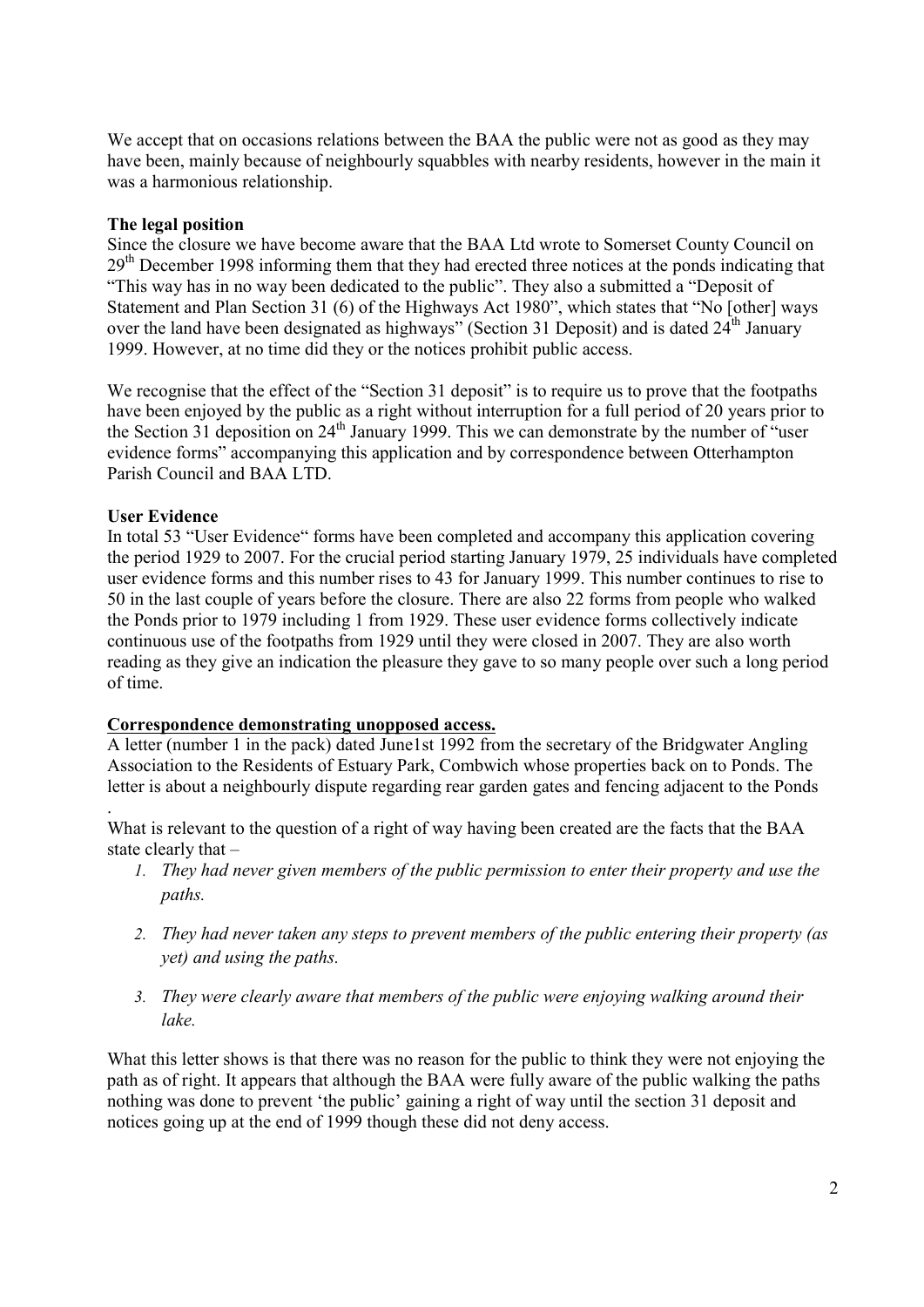We accept that on occasions relations between the BAA the public were not as good as they may have been, mainly because of neighbourly squabbles with nearby residents, however in the main it was a harmonious relationship.

**The legal position**

Since the closure we have become aware that the BAA Ltd wrote to Somerset County Council on 29th December 1998 informing them that they had erected three notices at the ponds indicating that "This way has in no way been dedicated to the public". They also a submitted a "Deposit of Statement and Plan Section 31 (6) of the Highways Act 1980", which states that "No [other] ways over the land have been designated as highways" (Section 31 Deposit) and is dated 24th January 1999. However, at no time did they or the notices prohibit public access.

We recognise that the effect of the "Section 31 deposit" is to require us to prove that the footpaths have been enjoyed by the public as a right without interruption for a full period of 20 years prior to the Section 31 deposition on 24th January 1999. This we can demonstrate by the number of "user evidence forms" accompanying this application and by correspondence between Otterhampton Parish Council and BAA LTD.

**User Evidence**

In total 53 "User Evidence" forms have been completed and accompany this application covering the period 1929 to 2007. For the crucial period starting January 1979, 25 individuals have completed user evidence forms and this number rises to 43 for January 1999. This number continues to rise to 50 in the last couple of years before the closure. There are also 22 forms from people who walked the Ponds prior to 1979 including 1 from 1929. These user evidence forms collectively indicate continuous use of the footpaths from 1929 until they were closed in 2007. They are also worth reading as they give an indication the pleasure they gave to so many people over such a long period of time.

**Correspondence demonstrating unopposed access.**

A letter (number 1 in the pack) dated June1st 1992 from the secretary of the Bridgwater Angling Association to the Residents of Estuary Park, Combwich whose properties back on to Ponds. The letter is about a neighbourly dispute regarding rear garden gates and fencing adjacent to the Ponds

.

What is relevant to the question of a right of way having been created are the facts that the BAA state clearly that –

1. *They had never given members of the public permission to enter their property and use the paths.*
2. *They had never taken any steps to prevent members of the public entering their property (as yet) and using the paths.*
3. *They were clearly aware that members of the public were enjoying walking around their lake.*

What this letter shows is that there was no reason for the public to think they were not enjoying the path as of right. It appears that although the BAA were fully aware of the public walking the paths nothing was done to prevent 'the public' gaining a right of way until the section 31 deposit and notices going up at the end of 1999 though these did not deny access.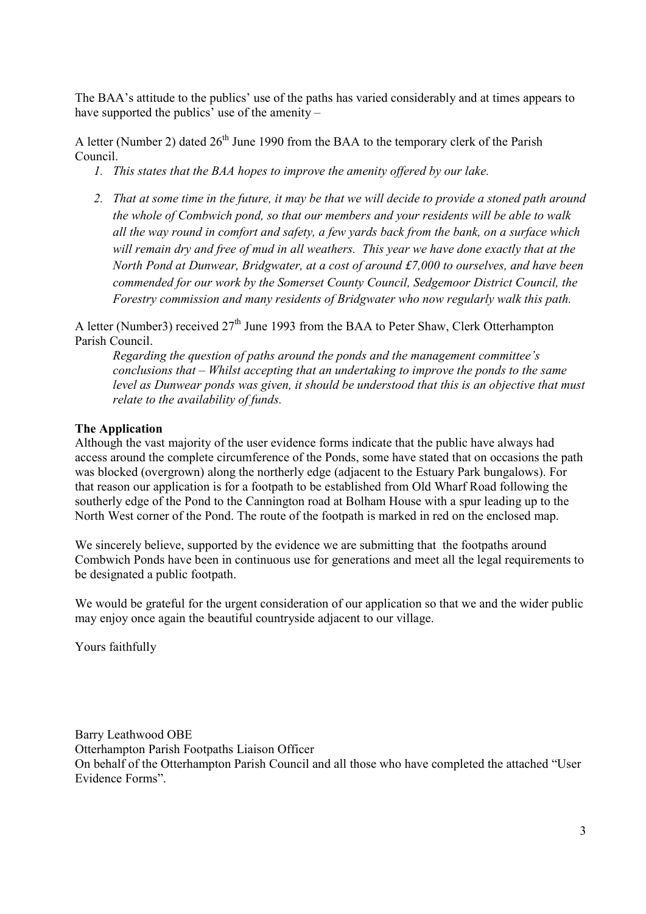The BAA's attitude to the publics' use of the paths has varied considerably and at times appears to have supported the publics' use of the amenity –

A letter (Number 2) dated 26th June 1990 from the BAA to the temporary clerk of the Parish Council.

1. *This states that the BAA hopes to improve the amenity offered by our lake.*
2. *That at some time in the future, it may be that we will decide to provide a stoned path around the whole of Combwich pond, so that our members and your residents will be able to walk all the way round in comfort and safety, a few yards back from the bank, on a surface which will remain dry and free of mud in all weathers. This year we have done exactly that at the North Pond at Dunwear, Bridgwater, at a cost of around £7,000 to ourselves, and have been commended for our work by the Somerset County Council, Sedgemoor District Council, the Forestry commission and many residents of Bridgwater who now regularly walk this path.*

A letter (Number3) received 27th June 1993 from the BAA to Peter Shaw, Clerk Otterhampton Parish Council.

*Regarding the question of paths around the ponds and the management committee's conclusions that – Whilst accepting that an undertaking to improve the ponds to the same level as Dunwear ponds was given, it should be understood that this is an objective that must relate to the availability of funds.*

**The Application**

Although the vast majority of the user evidence forms indicate that the public have always had access around the complete circumference of the Ponds, some have stated that on occasions the path was blocked (overgrown) along the northerly edge (adjacent to the Estuary Park bungalows). For that reason our application is for a footpath to be established from Old Wharf Road following the southerly edge of the Pond to the Cannington road at Bolham House with a spur leading up to the North West corner of the Pond. The route of the footpath is marked in red on the enclosed map.

We sincerely believe, supported by the evidence we are submitting that the footpaths around Combwich Ponds have been in continuous use for generations and meet all the legal requirements to be designated a public footpath.

We would be grateful for the urgent consideration of our application so that we and the wider public may enjoy once again the beautiful countryside adjacent to our village.

Yours faithfully

Barry Leathwood OBE
Otterhampton Parish Footpaths Liaison Officer
On behalf of the Otterhampton Parish Council and all those who have completed the attached "User Evidence Forms".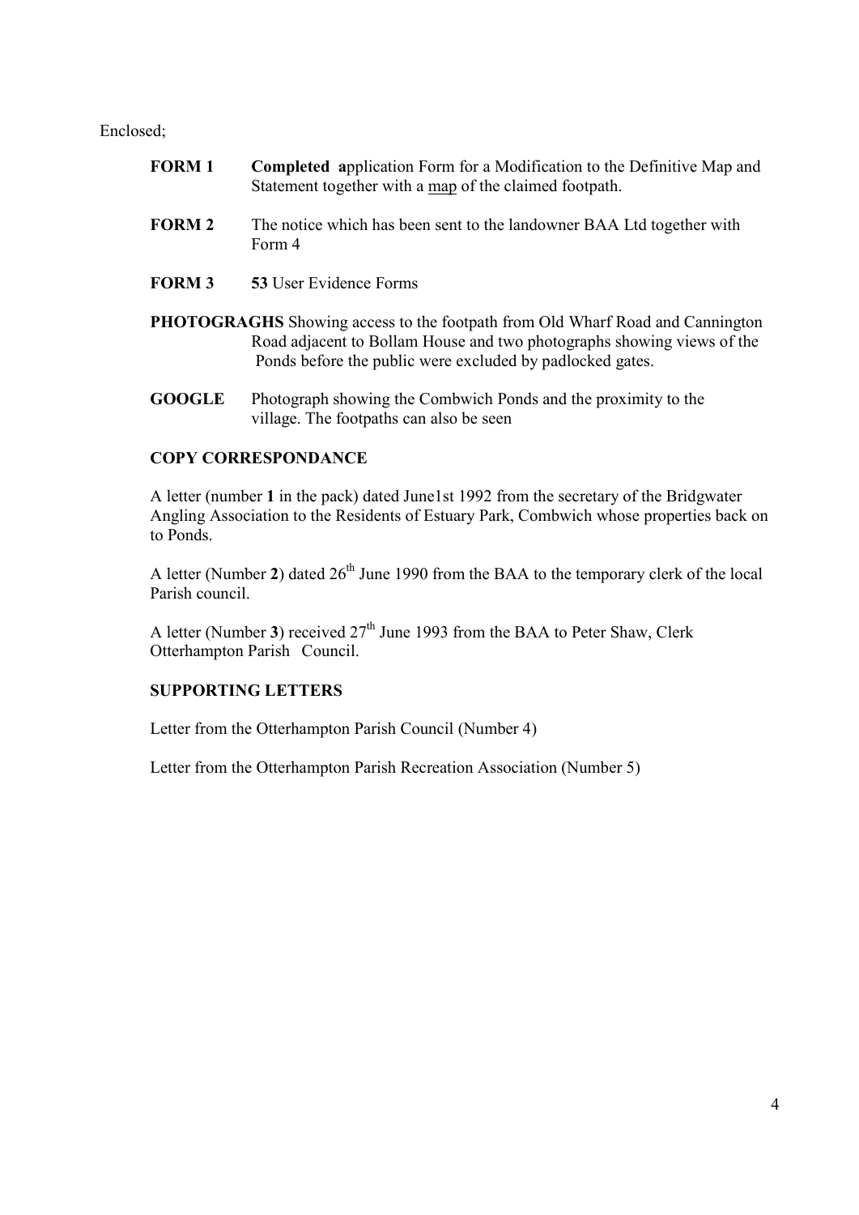Enclosed;

**FORM 1** **Completed a**pplication Form for a Modification to the Definitive Map and Statement together with a map of the claimed footpath.

**FORM 2** The notice which has been sent to the landowner BAA Ltd together with Form 4

**FORM 3** **53** User Evidence Forms

**PHOTOGRAGHS** Showing access to the footpath from Old Wharf Road and Cannington Road adjacent to Bollam House and two photographs showing views of the Ponds before the public were excluded by padlocked gates.

**GOOGLE** Photograph showing the Combwich Ponds and the proximity to the village. The footpaths can also be seen

**COPY CORRESPONDANCE**

A letter (number **1** in the pack) dated June1st 1992 from the secretary of the Bridgwater Angling Association to the Residents of Estuary Park, Combwich whose properties back on to Ponds.

A letter (Number **2**) dated 26th June 1990 from the BAA to the temporary clerk of the local Parish council.

A letter (Number **3**) received 27th June 1993 from the BAA to Peter Shaw, Clerk Otterhampton Parish Council.

**SUPPORTING LETTERS**

Letter from the Otterhampton Parish Council (Number 4)

Letter from the Otterhampton Parish Recreation Association (Number 5)